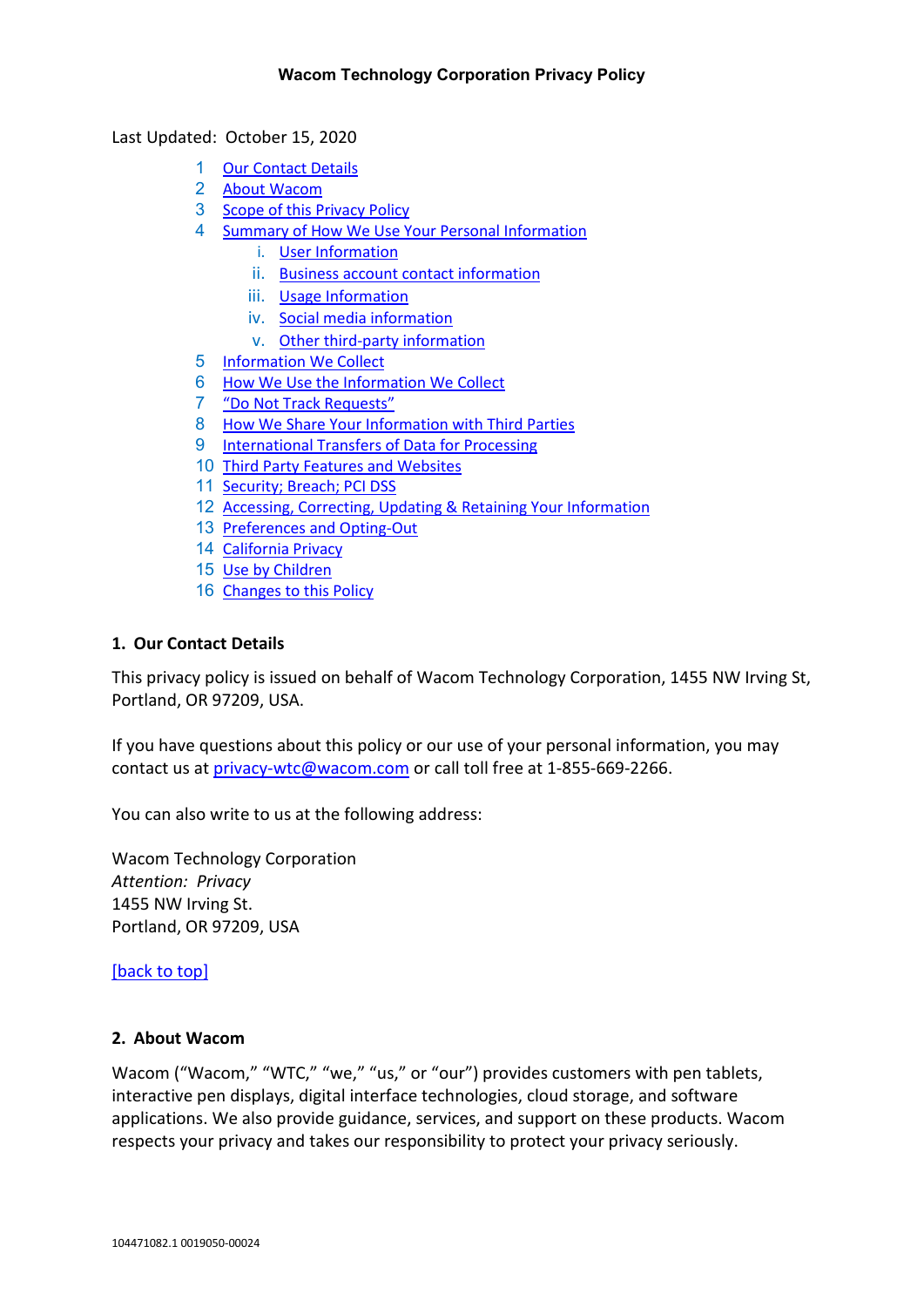# Wacom Technology Corporation Privacy Policy

Last Updated: October 15, 2020

1. Our Contact Details
2. About Wacom
3. Scope of this Privacy Policy
4. Summary of How We Use Your Personal Information
    i. User Information
    ii. Business account contact information
    iii. Usage Information
    iv. Social media information
    v. Other third-party information
5. Information We Collect
6. How We Use the Information We Collect
7. "Do Not Track Requests"
8. How We Share Your Information with Third Parties
9. International Transfers of Data for Processing
10. Third Party Features and Websites
11. Security; Breach; PCI DSS
12. Accessing, Correcting, Updating & Retaining Your Information
13. Preferences and Opting-Out
14. California Privacy
15. Use by Children
16. Changes to this Policy

## 1. Our Contact Details

This privacy policy is issued on behalf of Wacom Technology Corporation, 1455 NW Irving St, Portland, OR 97209, USA.

If you have questions about this policy or our use of your personal information, you may contact us at privacy-wtc@wacom.com or call toll free at 1-855-669-2266.

You can also write to us at the following address:

Wacom Technology Corporation
*Attention: Privacy*
1455 NW Irving St.
Portland, OR 97209, USA

[back to top]

## 2. About Wacom

Wacom ("Wacom," "WTC," "we," "us," or "our") provides customers with pen tablets, interactive pen displays, digital interface technologies, cloud storage, and software applications. We also provide guidance, services, and support on these products. Wacom respects your privacy and takes our responsibility to protect your privacy seriously.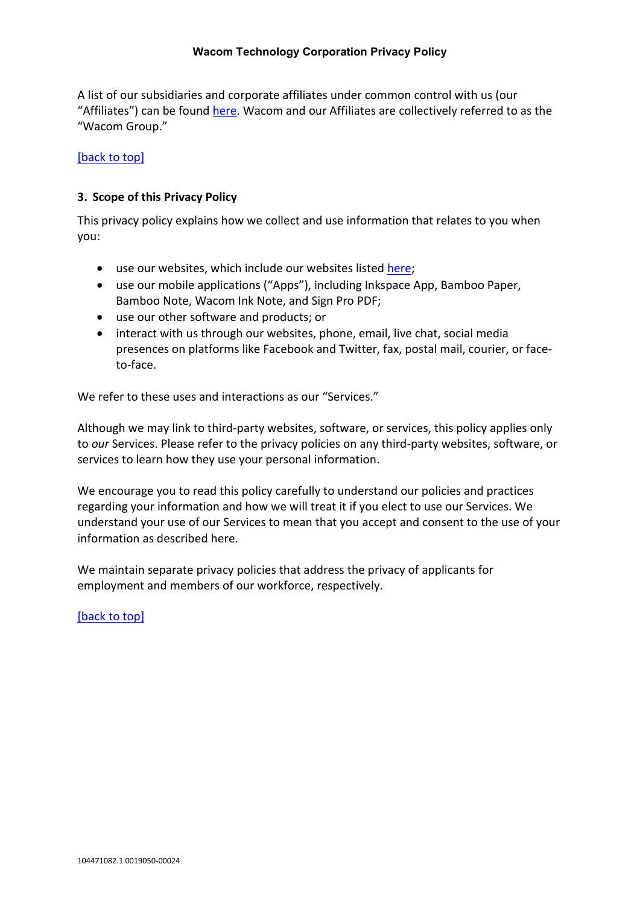A list of our subsidiaries and corporate affiliates under common control with us (our "Affiliates") can be found here. Wacom and our Affiliates are collectively referred to as the "Wacom Group."

[back to top]

### 3. Scope of this Privacy Policy

This privacy policy explains how we collect and use information that relates to you when you:

- use our websites, which include our websites listed here;
- use our mobile applications ("Apps"), including Inkspace App, Bamboo Paper, Bamboo Note, Wacom Ink Note, and Sign Pro PDF;
- use our other software and products; or
- interact with us through our websites, phone, email, live chat, social media presences on platforms like Facebook and Twitter, fax, postal mail, courier, or face-to-face.

We refer to these uses and interactions as our "Services."

Although we may link to third-party websites, software, or services, this policy applies only to *our* Services. Please refer to the privacy policies on any third-party websites, software, or services to learn how they use your personal information.

We encourage you to read this policy carefully to understand our policies and practices regarding your information and how we will treat it if you elect to use our Services. We understand your use of our Services to mean that you accept and consent to the use of your information as described here.

We maintain separate privacy policies that address the privacy of applicants for employment and members of our workforce, respectively.

[back to top]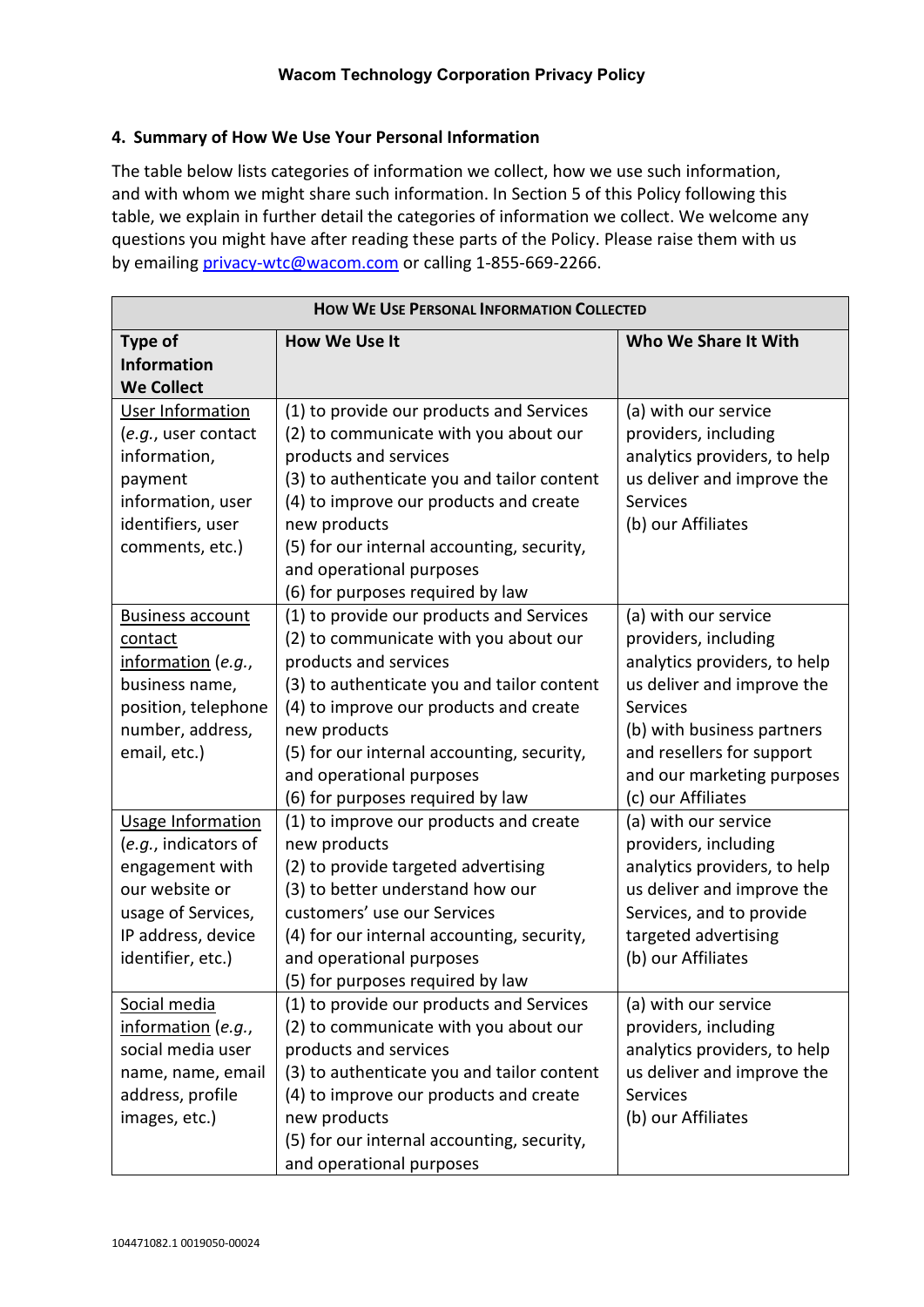## 4. Summary of How We Use Your Personal Information

The table below lists categories of information we collect, how we use such information, and with whom we might share such information. In Section 5 of this Policy following this table, we explain in further detail the categories of information we collect. We welcome any questions you might have after reading these parts of the Policy. Please raise them with us by emailing [privacy-wtc@wacom.com](mailto:privacy-wtc@wacom.com) or calling 1-855-669-2266.

| HOW WE USE PERSONAL INFORMATION COLLECTED | | |
|---|---|---|
| **Type of Information We Collect** | **How We Use It** | **Who We Share It With** |
| User Information (*e.g.*, user contact information, payment information, user identifiers, user comments, etc.) | (1) to provide our products and Services<br>(2) to communicate with you about our products and services<br>(3) to authenticate you and tailor content<br>(4) to improve our products and create new products<br>(5) for our internal accounting, security, and operational purposes<br>(6) for purposes required by law | (a) with our service providers, including analytics providers, to help us deliver and improve the Services<br>(b) our Affiliates |
| Business account contact information (*e.g.*, business name, position, telephone number, address, email, etc.) | (1) to provide our products and Services<br>(2) to communicate with you about our products and services<br>(3) to authenticate you and tailor content<br>(4) to improve our products and create new products<br>(5) for our internal accounting, security, and operational purposes<br>(6) for purposes required by law | (a) with our service providers, including analytics providers, to help us deliver and improve the Services<br>(b) with business partners and resellers for support and our marketing purposes<br>(c) our Affiliates |
| Usage Information (*e.g.*, indicators of engagement with our website or usage of Services, IP address, device identifier, etc.) | (1) to improve our products and create new products<br>(2) to provide targeted advertising<br>(3) to better understand how our customers' use our Services<br>(4) for our internal accounting, security, and operational purposes<br>(5) for purposes required by law | (a) with our service providers, including analytics providers, to help us deliver and improve the Services, and to provide targeted advertising<br>(b) our Affiliates |
| Social media information (*e.g.*, social media user name, name, email address, profile images, etc.) | (1) to provide our products and Services<br>(2) to communicate with you about our products and services<br>(3) to authenticate you and tailor content<br>(4) to improve our products and create new products<br>(5) for our internal accounting, security, and operational purposes | (a) with our service providers, including analytics providers, to help us deliver and improve the Services<br>(b) our Affiliates |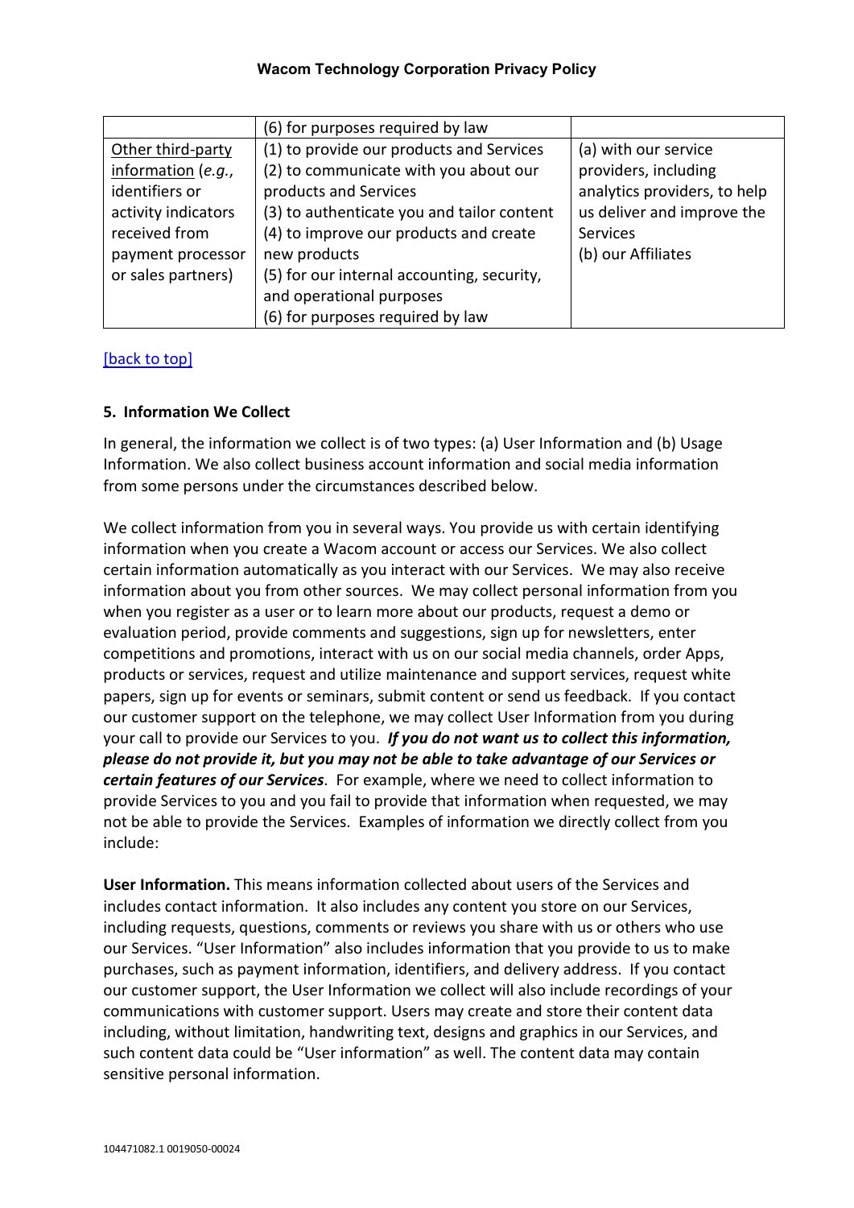| | | |
|---|---|---|
| | (6) for purposes required by law | |
| Other third-party information (*e.g.*, identifiers or activity indicators received from payment processor or sales partners) | (1) to provide our products and Services<br>(2) to communicate with you about our products and Services<br>(3) to authenticate you and tailor content<br>(4) to improve our products and create new products<br>(5) for our internal accounting, security, and operational purposes<br>(6) for purposes required by law | (a) with our service providers, including analytics providers, to help us deliver and improve the Services<br>(b) our Affiliates |

[back to top]

**5. Information We Collect**

In general, the information we collect is of two types: (a) User Information and (b) Usage Information. We also collect business account information and social media information from some persons under the circumstances described below.

We collect information from you in several ways. You provide us with certain identifying information when you create a Wacom account or access our Services. We also collect certain information automatically as you interact with our Services. We may also receive information about you from other sources. We may collect personal information from you when you register as a user or to learn more about our products, request a demo or evaluation period, provide comments and suggestions, sign up for newsletters, enter competitions and promotions, interact with us on our social media channels, order Apps, products or services, request and utilize maintenance and support services, request white papers, sign up for events or seminars, submit content or send us feedback. If you contact our customer support on the telephone, we may collect User Information from you during your call to provide our Services to you. ***If you do not want us to collect this information, please do not provide it, but you may not be able to take advantage of our Services or certain features of our Services***. For example, where we need to collect information to provide Services to you and you fail to provide that information when requested, we may not be able to provide the Services. Examples of information we directly collect from you include:

**User Information.** This means information collected about users of the Services and includes contact information. It also includes any content you store on our Services, including requests, questions, comments or reviews you share with us or others who use our Services. "User Information" also includes information that you provide to us to make purchases, such as payment information, identifiers, and delivery address. If you contact our customer support, the User Information we collect will also include recordings of your communications with customer support. Users may create and store their content data including, without limitation, handwriting text, designs and graphics in our Services, and such content data could be "User information" as well. The content data may contain sensitive personal information.

104471082.1 0019050-00024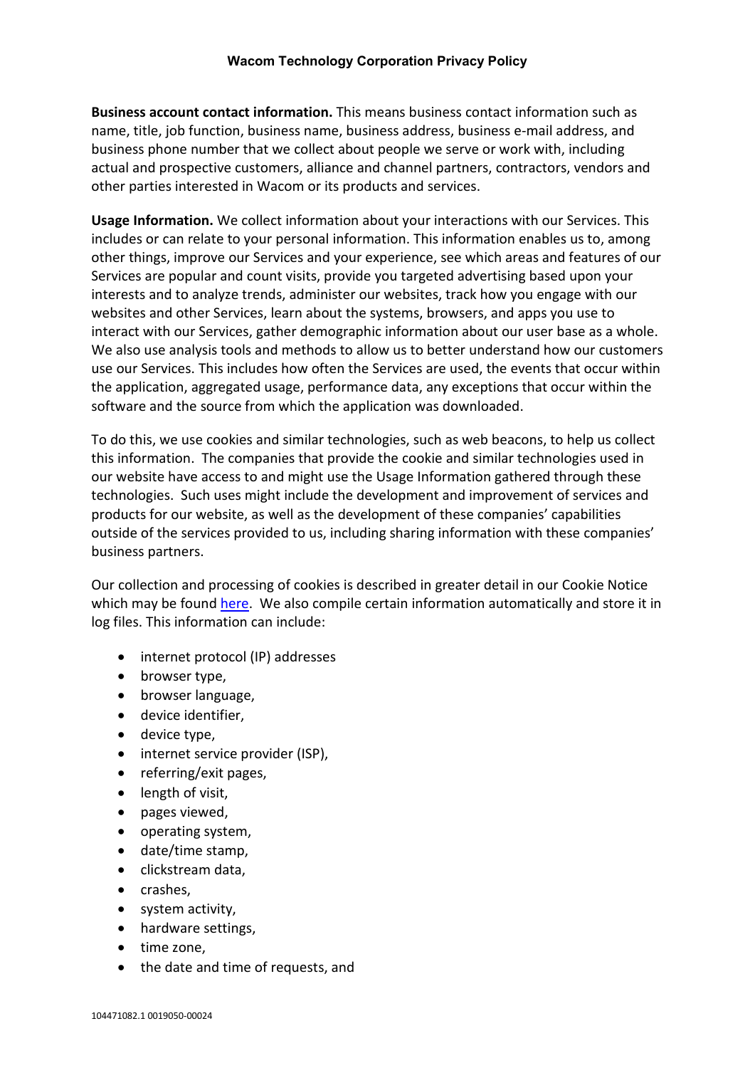**Business account contact information.** This means business contact information such as name, title, job function, business name, business address, business e-mail address, and business phone number that we collect about people we serve or work with, including actual and prospective customers, alliance and channel partners, contractors, vendors and other parties interested in Wacom or its products and services.

**Usage Information.** We collect information about your interactions with our Services. This includes or can relate to your personal information. This information enables us to, among other things, improve our Services and your experience, see which areas and features of our Services are popular and count visits, provide you targeted advertising based upon your interests and to analyze trends, administer our websites, track how you engage with our websites and other Services, learn about the systems, browsers, and apps you use to interact with our Services, gather demographic information about our user base as a whole. We also use analysis tools and methods to allow us to better understand how our customers use our Services. This includes how often the Services are used, the events that occur within the application, aggregated usage, performance data, any exceptions that occur within the software and the source from which the application was downloaded.

To do this, we use cookies and similar technologies, such as web beacons, to help us collect this information. The companies that provide the cookie and similar technologies used in our website have access to and might use the Usage Information gathered through these technologies. Such uses might include the development and improvement of services and products for our website, as well as the development of these companies' capabilities outside of the services provided to us, including sharing information with these companies' business partners.

Our collection and processing of cookies is described in greater detail in our Cookie Notice which may be found here. We also compile certain information automatically and store it in log files. This information can include:

- internet protocol (IP) addresses
- browser type,
- browser language,
- device identifier,
- device type,
- internet service provider (ISP),
- referring/exit pages,
- length of visit,
- pages viewed,
- operating system,
- date/time stamp,
- clickstream data,
- crashes,
- system activity,
- hardware settings,
- time zone,
- the date and time of requests, and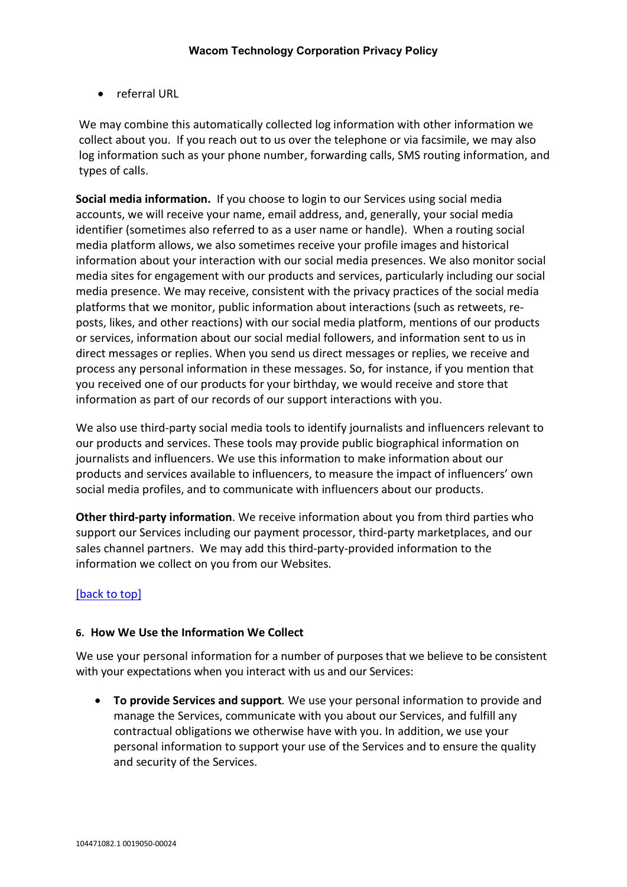- referral URL

We may combine this automatically collected log information with other information we collect about you. If you reach out to us over the telephone or via facsimile, we may also log information such as your phone number, forwarding calls, SMS routing information, and types of calls.

**Social media information.** If you choose to login to our Services using social media accounts, we will receive your name, email address, and, generally, your social media identifier (sometimes also referred to as a user name or handle). When a routing social media platform allows, we also sometimes receive your profile images and historical information about your interaction with our social media presences. We also monitor social media sites for engagement with our products and services, particularly including our social media presence. We may receive, consistent with the privacy practices of the social media platforms that we monitor, public information about interactions (such as retweets, re-posts, likes, and other reactions) with our social media platform, mentions of our products or services, information about our social medial followers, and information sent to us in direct messages or replies. When you send us direct messages or replies, we receive and process any personal information in these messages. So, for instance, if you mention that you received one of our products for your birthday, we would receive and store that information as part of our records of our support interactions with you.

We also use third-party social media tools to identify journalists and influencers relevant to our products and services. These tools may provide public biographical information on journalists and influencers. We use this information to make information about our products and services available to influencers, to measure the impact of influencers' own social media profiles, and to communicate with influencers about our products.

**Other third-party information**. We receive information about you from third parties who support our Services including our payment processor, third-party marketplaces, and our sales channel partners. We may add this third-party-provided information to the information we collect on you from our Websites.

[back to top]

### 6. How We Use the Information We Collect

We use your personal information for a number of purposes that we believe to be consistent with your expectations when you interact with us and our Services:

- **To provide Services and support***.* We use your personal information to provide and manage the Services, communicate with you about our Services, and fulfill any contractual obligations we otherwise have with you. In addition, we use your personal information to support your use of the Services and to ensure the quality and security of the Services.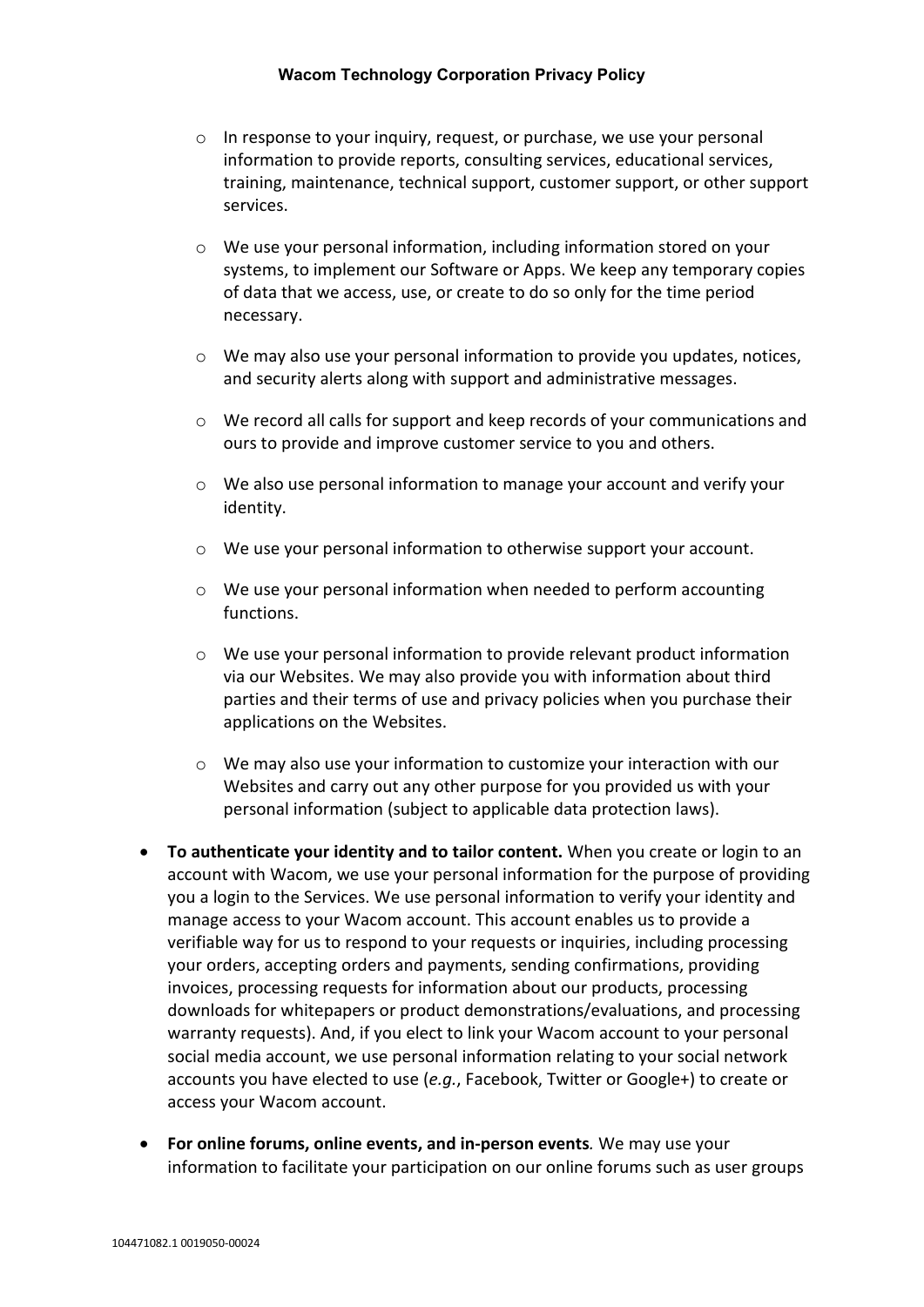- In response to your inquiry, request, or purchase, we use your personal information to provide reports, consulting services, educational services, training, maintenance, technical support, customer support, or other support services.

  - We use your personal information, including information stored on your systems, to implement our Software or Apps. We keep any temporary copies of data that we access, use, or create to do so only for the time period necessary.

  - We may also use your personal information to provide you updates, notices, and security alerts along with support and administrative messages.

  - We record all calls for support and keep records of your communications and ours to provide and improve customer service to you and others.

  - We also use personal information to manage your account and verify your identity.

  - We use your personal information to otherwise support your account.

  - We use your personal information when needed to perform accounting functions.

  - We use your personal information to provide relevant product information via our Websites. We may also provide you with information about third parties and their terms of use and privacy policies when you purchase their applications on the Websites.

  - We may also use your information to customize your interaction with our Websites and carry out any other purpose for you provided us with your personal information (subject to applicable data protection laws).

- **To authenticate your identity and to tailor content.** When you create or login to an account with Wacom, we use your personal information for the purpose of providing you a login to the Services. We use personal information to verify your identity and manage access to your Wacom account. This account enables us to provide a verifiable way for us to respond to your requests or inquiries, including processing your orders, accepting orders and payments, sending confirmations, providing invoices, processing requests for information about our products, processing downloads for whitepapers or product demonstrations/evaluations, and processing warranty requests). And, if you elect to link your Wacom account to your personal social media account, we use personal information relating to your social network accounts you have elected to use (*e.g.*, Facebook, Twitter or Google+) to create or access your Wacom account.

- **For online forums, online events, and in-person events***.* We may use your information to facilitate your participation on our online forums such as user groups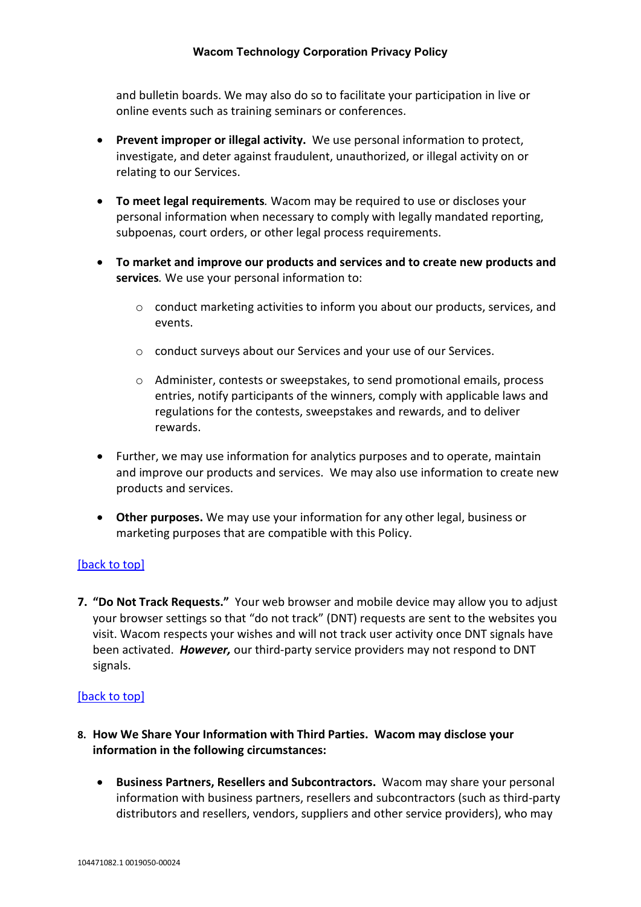and bulletin boards. We may also do so to facilitate your participation in live or online events such as training seminars or conferences.

- **Prevent improper or illegal activity.** We use personal information to protect, investigate, and deter against fraudulent, unauthorized, or illegal activity on or relating to our Services.

- **To meet legal requirements***.* Wacom may be required to use or discloses your personal information when necessary to comply with legally mandated reporting, subpoenas, court orders, or other legal process requirements.

- **To market and improve our products and services and to create new products and services***.* We use your personal information to:

  - conduct marketing activities to inform you about our products, services, and events.

  - conduct surveys about our Services and your use of our Services.

  - Administer, contests or sweepstakes, to send promotional emails, process entries, notify participants of the winners, comply with applicable laws and regulations for the contests, sweepstakes and rewards, and to deliver rewards.

- Further, we may use information for analytics purposes and to operate, maintain and improve our products and services. We may also use information to create new products and services.

- **Other purposes.** We may use your information for any other legal, business or marketing purposes that are compatible with this Policy.

[back to top]

7. **"Do Not Track Requests."** Your web browser and mobile device may allow you to adjust your browser settings so that "do not track" (DNT) requests are sent to the websites you visit. Wacom respects your wishes and will not track user activity once DNT signals have been activated. ***However,*** our third-party service providers may not respond to DNT signals.

[back to top]

8. **How We Share Your Information with Third Parties. Wacom may disclose your information in the following circumstances:**

- **Business Partners, Resellers and Subcontractors.** Wacom may share your personal information with business partners, resellers and subcontractors (such as third-party distributors and resellers, vendors, suppliers and other service providers), who may

104471082.1 0019050-00024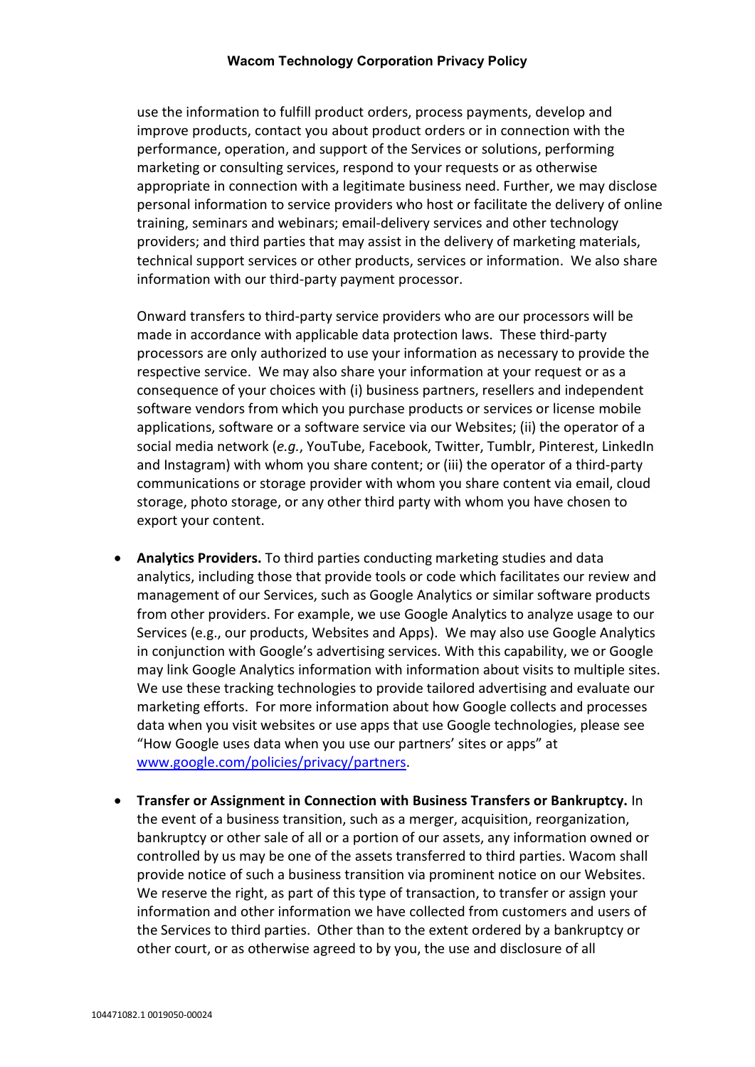use the information to fulfill product orders, process payments, develop and improve products, contact you about product orders or in connection with the performance, operation, and support of the Services or solutions, performing marketing or consulting services, respond to your requests or as otherwise appropriate in connection with a legitimate business need. Further, we may disclose personal information to service providers who host or facilitate the delivery of online training, seminars and webinars; email-delivery services and other technology providers; and third parties that may assist in the delivery of marketing materials, technical support services or other products, services or information. We also share information with our third-party payment processor.

Onward transfers to third-party service providers who are our processors will be made in accordance with applicable data protection laws. These third-party processors are only authorized to use your information as necessary to provide the respective service. We may also share your information at your request or as a consequence of your choices with (i) business partners, resellers and independent software vendors from which you purchase products or services or license mobile applications, software or a software service via our Websites; (ii) the operator of a social media network (*e.g.*, YouTube, Facebook, Twitter, Tumblr, Pinterest, LinkedIn and Instagram) with whom you share content; or (iii) the operator of a third-party communications or storage provider with whom you share content via email, cloud storage, photo storage, or any other third party with whom you have chosen to export your content.

- **Analytics Providers.** To third parties conducting marketing studies and data analytics, including those that provide tools or code which facilitates our review and management of our Services, such as Google Analytics or similar software products from other providers. For example, we use Google Analytics to analyze usage to our Services (e.g., our products, Websites and Apps). We may also use Google Analytics in conjunction with Google's advertising services. With this capability, we or Google may link Google Analytics information with information about visits to multiple sites. We use these tracking technologies to provide tailored advertising and evaluate our marketing efforts. For more information about how Google collects and processes data when you visit websites or use apps that use Google technologies, please see "How Google uses data when you use our partners' sites or apps" at [www.google.com/policies/privacy/partners](www.google.com/policies/privacy/partners).

- **Transfer or Assignment in Connection with Business Transfers or Bankruptcy.** In the event of a business transition, such as a merger, acquisition, reorganization, bankruptcy or other sale of all or a portion of our assets, any information owned or controlled by us may be one of the assets transferred to third parties. Wacom shall provide notice of such a business transition via prominent notice on our Websites. We reserve the right, as part of this type of transaction, to transfer or assign your information and other information we have collected from customers and users of the Services to third parties. Other than to the extent ordered by a bankruptcy or other court, or as otherwise agreed to by you, the use and disclosure of all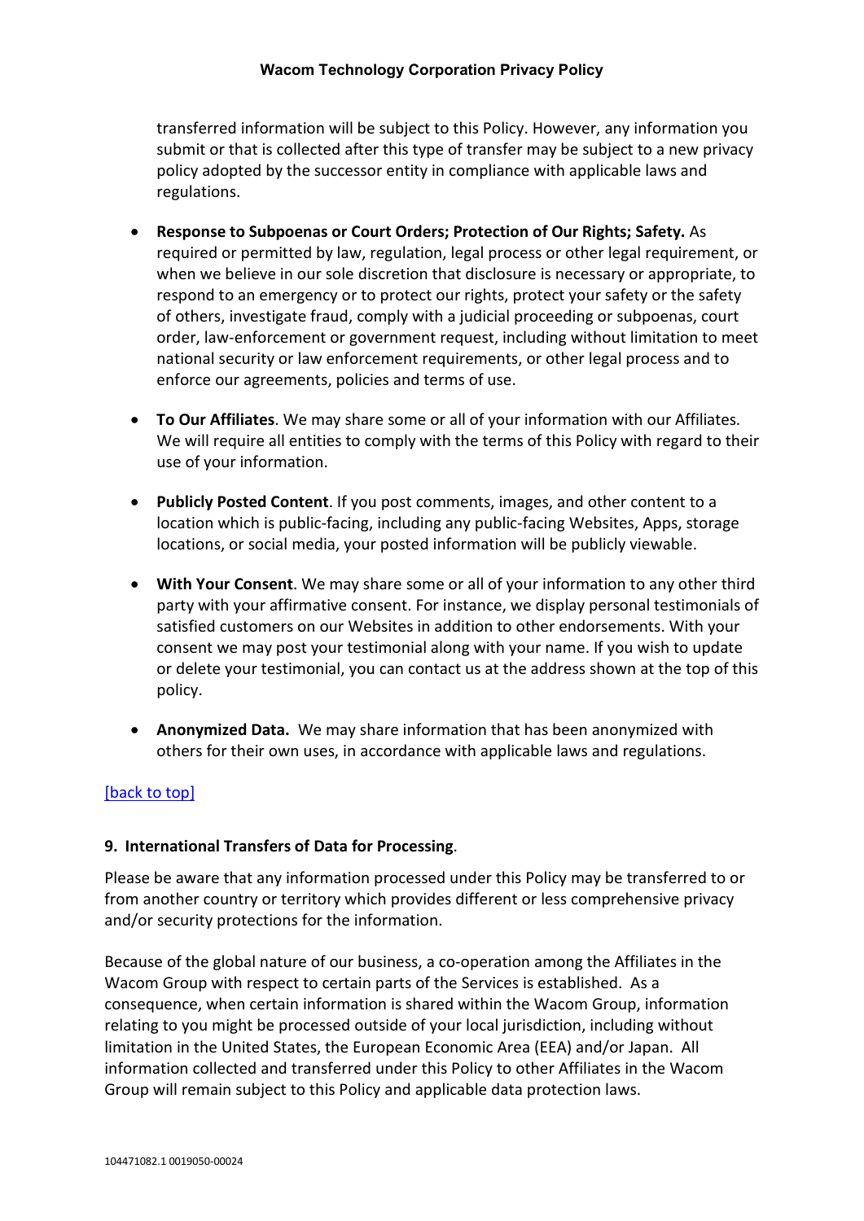transferred information will be subject to this Policy. However, any information you submit or that is collected after this type of transfer may be subject to a new privacy policy adopted by the successor entity in compliance with applicable laws and regulations.

- **Response to Subpoenas or Court Orders; Protection of Our Rights; Safety.** As required or permitted by law, regulation, legal process or other legal requirement, or when we believe in our sole discretion that disclosure is necessary or appropriate, to respond to an emergency or to protect our rights, protect your safety or the safety of others, investigate fraud, comply with a judicial proceeding or subpoenas, court order, law-enforcement or government request, including without limitation to meet national security or law enforcement requirements, or other legal process and to enforce our agreements, policies and terms of use.

- **To Our Affiliates**. We may share some or all of your information with our Affiliates. We will require all entities to comply with the terms of this Policy with regard to their use of your information.

- **Publicly Posted Content**. If you post comments, images, and other content to a location which is public-facing, including any public-facing Websites, Apps, storage locations, or social media, your posted information will be publicly viewable.

- **With Your Consent**. We may share some or all of your information to any other third party with your affirmative consent. For instance, we display personal testimonials of satisfied customers on our Websites in addition to other endorsements. With your consent we may post your testimonial along with your name. If you wish to update or delete your testimonial, you can contact us at the address shown at the top of this policy.

- **Anonymized Data.** We may share information that has been anonymized with others for their own uses, in accordance with applicable laws and regulations.

[back to top]

**9. International Transfers of Data for Processing**.

Please be aware that any information processed under this Policy may be transferred to or from another country or territory which provides different or less comprehensive privacy and/or security protections for the information.

Because of the global nature of our business, a co-operation among the Affiliates in the Wacom Group with respect to certain parts of the Services is established. As a consequence, when certain information is shared within the Wacom Group, information relating to you might be processed outside of your local jurisdiction, including without limitation in the United States, the European Economic Area (EEA) and/or Japan. All information collected and transferred under this Policy to other Affiliates in the Wacom Group will remain subject to this Policy and applicable data protection laws.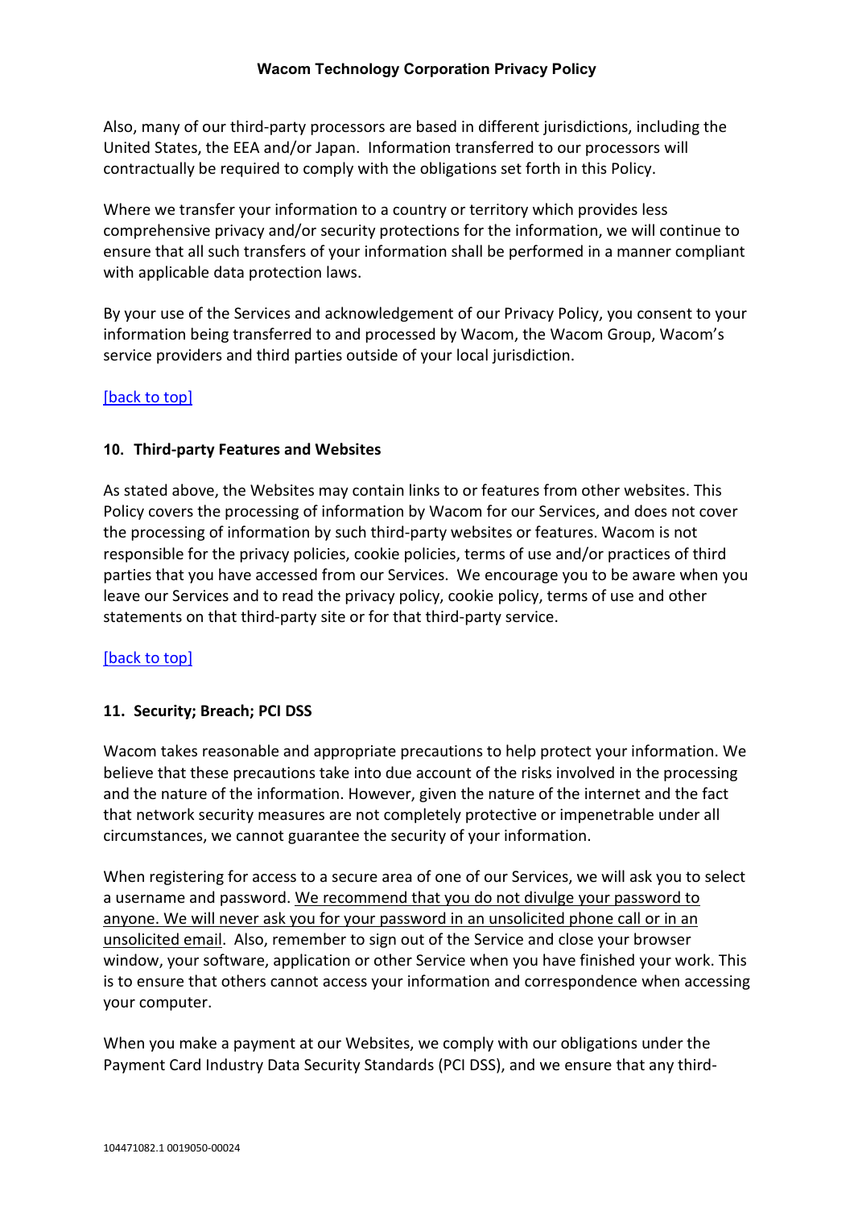Also, many of our third-party processors are based in different jurisdictions, including the United States, the EEA and/or Japan. Information transferred to our processors will contractually be required to comply with the obligations set forth in this Policy.

Where we transfer your information to a country or territory which provides less comprehensive privacy and/or security protections for the information, we will continue to ensure that all such transfers of your information shall be performed in a manner compliant with applicable data protection laws.

By your use of the Services and acknowledgement of our Privacy Policy, you consent to your information being transferred to and processed by Wacom, the Wacom Group, Wacom's service providers and third parties outside of your local jurisdiction.

[back to top]

**10. Third-party Features and Websites**

As stated above, the Websites may contain links to or features from other websites. This Policy covers the processing of information by Wacom for our Services, and does not cover the processing of information by such third-party websites or features. Wacom is not responsible for the privacy policies, cookie policies, terms of use and/or practices of third parties that you have accessed from our Services. We encourage you to be aware when you leave our Services and to read the privacy policy, cookie policy, terms of use and other statements on that third-party site or for that third-party service.

[back to top]

**11. Security; Breach; PCI DSS**

Wacom takes reasonable and appropriate precautions to help protect your information. We believe that these precautions take into due account of the risks involved in the processing and the nature of the information. However, given the nature of the internet and the fact that network security measures are not completely protective or impenetrable under all circumstances, we cannot guarantee the security of your information.

When registering for access to a secure area of one of our Services, we will ask you to select a username and password. <u>We recommend that you do not divulge your password to anyone. We will never ask you for your password in an unsolicited phone call or in an unsolicited email</u>. Also, remember to sign out of the Service and close your browser window, your software, application or other Service when you have finished your work. This is to ensure that others cannot access your information and correspondence when accessing your computer.

When you make a payment at our Websites, we comply with our obligations under the Payment Card Industry Data Security Standards (PCI DSS), and we ensure that any third-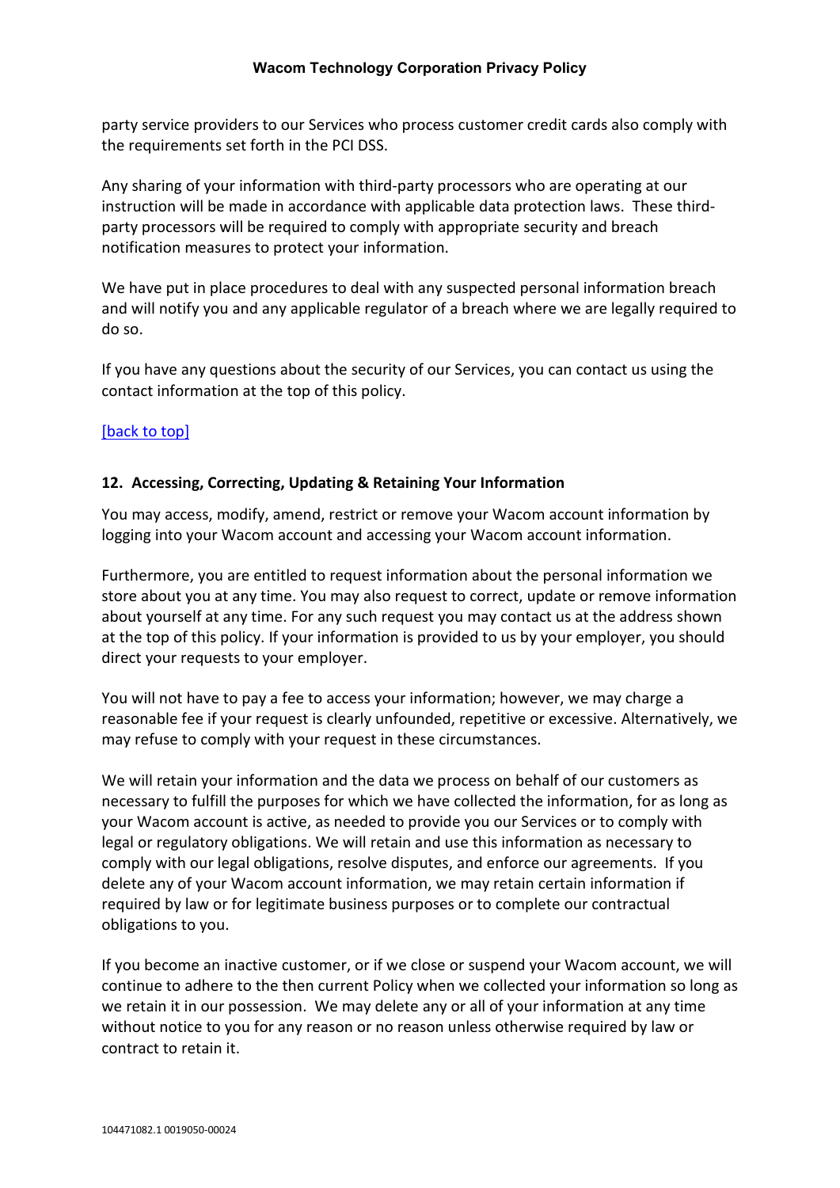party service providers to our Services who process customer credit cards also comply with the requirements set forth in the PCI DSS.

Any sharing of your information with third-party processors who are operating at our instruction will be made in accordance with applicable data protection laws. These third-party processors will be required to comply with appropriate security and breach notification measures to protect your information.

We have put in place procedures to deal with any suspected personal information breach and will notify you and any applicable regulator of a breach where we are legally required to do so.

If you have any questions about the security of our Services, you can contact us using the contact information at the top of this policy.

[back to top]

## 12. Accessing, Correcting, Updating & Retaining Your Information

You may access, modify, amend, restrict or remove your Wacom account information by logging into your Wacom account and accessing your Wacom account information.

Furthermore, you are entitled to request information about the personal information we store about you at any time. You may also request to correct, update or remove information about yourself at any time. For any such request you may contact us at the address shown at the top of this policy. If your information is provided to us by your employer, you should direct your requests to your employer.

You will not have to pay a fee to access your information; however, we may charge a reasonable fee if your request is clearly unfounded, repetitive or excessive. Alternatively, we may refuse to comply with your request in these circumstances.

We will retain your information and the data we process on behalf of our customers as necessary to fulfill the purposes for which we have collected the information, for as long as your Wacom account is active, as needed to provide you our Services or to comply with legal or regulatory obligations. We will retain and use this information as necessary to comply with our legal obligations, resolve disputes, and enforce our agreements. If you delete any of your Wacom account information, we may retain certain information if required by law or for legitimate business purposes or to complete our contractual obligations to you.

If you become an inactive customer, or if we close or suspend your Wacom account, we will continue to adhere to the then current Policy when we collected your information so long as we retain it in our possession. We may delete any or all of your information at any time without notice to you for any reason or no reason unless otherwise required by law or contract to retain it.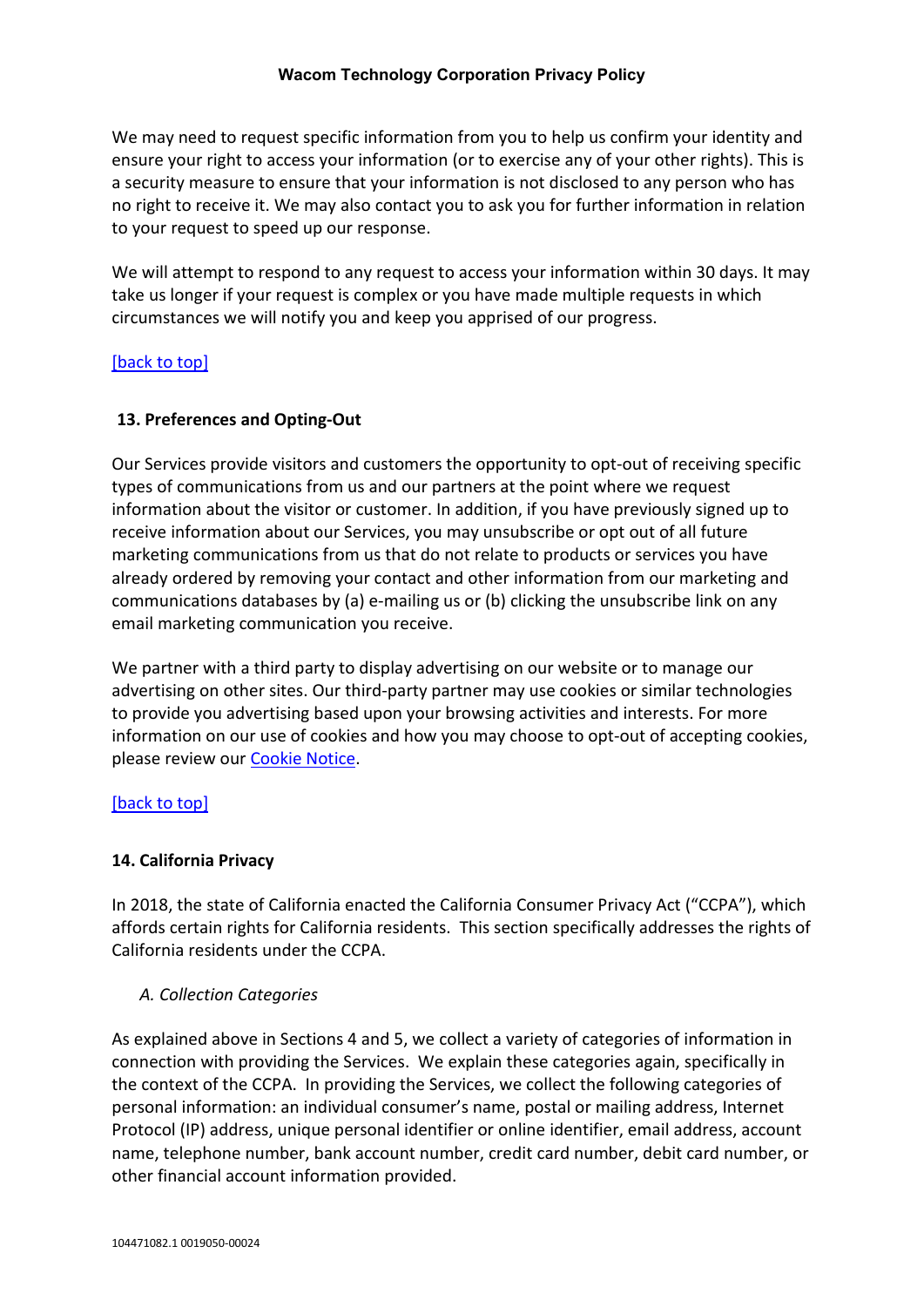We may need to request specific information from you to help us confirm your identity and ensure your right to access your information (or to exercise any of your other rights). This is a security measure to ensure that your information is not disclosed to any person who has no right to receive it. We may also contact you to ask you for further information in relation to your request to speed up our response.

We will attempt to respond to any request to access your information within 30 days. It may take us longer if your request is complex or you have made multiple requests in which circumstances we will notify you and keep you apprised of our progress.

[back to top]

## 13. Preferences and Opting-Out

Our Services provide visitors and customers the opportunity to opt-out of receiving specific types of communications from us and our partners at the point where we request information about the visitor or customer. In addition, if you have previously signed up to receive information about our Services, you may unsubscribe or opt out of all future marketing communications from us that do not relate to products or services you have already ordered by removing your contact and other information from our marketing and communications databases by (a) e-mailing us or (b) clicking the unsubscribe link on any email marketing communication you receive.

We partner with a third party to display advertising on our website or to manage our advertising on other sites. Our third-party partner may use cookies or similar technologies to provide you advertising based upon your browsing activities and interests. For more information on our use of cookies and how you may choose to opt-out of accepting cookies, please review our Cookie Notice.

[back to top]

## 14. California Privacy

In 2018, the state of California enacted the California Consumer Privacy Act ("CCPA"), which affords certain rights for California residents. This section specifically addresses the rights of California residents under the CCPA.

### *A. Collection Categories*

As explained above in Sections 4 and 5, we collect a variety of categories of information in connection with providing the Services. We explain these categories again, specifically in the context of the CCPA. In providing the Services, we collect the following categories of personal information: an individual consumer's name, postal or mailing address, Internet Protocol (IP) address, unique personal identifier or online identifier, email address, account name, telephone number, bank account number, credit card number, debit card number, or other financial account information provided.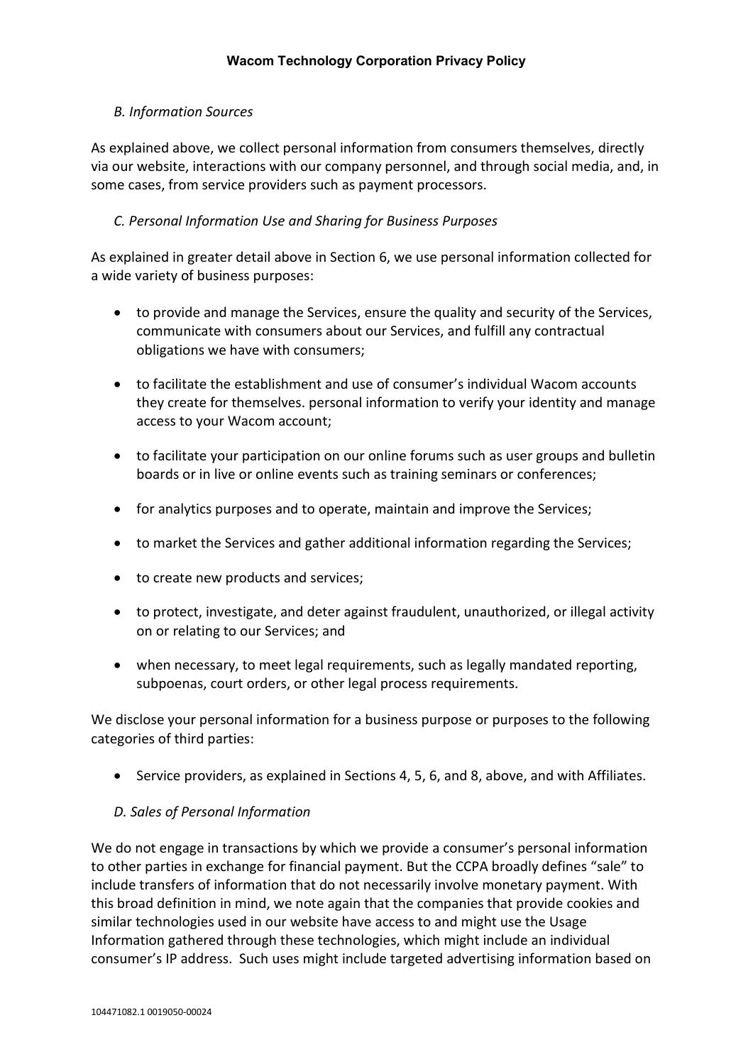*B. Information Sources*

As explained above, we collect personal information from consumers themselves, directly via our website, interactions with our company personnel, and through social media, and, in some cases, from service providers such as payment processors.

*C. Personal Information Use and Sharing for Business Purposes*

As explained in greater detail above in Section 6, we use personal information collected for a wide variety of business purposes:

- to provide and manage the Services, ensure the quality and security of the Services, communicate with consumers about our Services, and fulfill any contractual obligations we have with consumers;
- to facilitate the establishment and use of consumer's individual Wacom accounts they create for themselves. personal information to verify your identity and manage access to your Wacom account;
- to facilitate your participation on our online forums such as user groups and bulletin boards or in live or online events such as training seminars or conferences;
- for analytics purposes and to operate, maintain and improve the Services;
- to market the Services and gather additional information regarding the Services;
- to create new products and services;
- to protect, investigate, and deter against fraudulent, unauthorized, or illegal activity on or relating to our Services; and
- when necessary, to meet legal requirements, such as legally mandated reporting, subpoenas, court orders, or other legal process requirements.

We disclose your personal information for a business purpose or purposes to the following categories of third parties:

- Service providers, as explained in Sections 4, 5, 6, and 8, above, and with Affiliates.

*D. Sales of Personal Information*

We do not engage in transactions by which we provide a consumer's personal information to other parties in exchange for financial payment. But the CCPA broadly defines "sale" to include transfers of information that do not necessarily involve monetary payment. With this broad definition in mind, we note again that the companies that provide cookies and similar technologies used in our website have access to and might use the Usage Information gathered through these technologies, which might include an individual consumer's IP address. Such uses might include targeted advertising information based on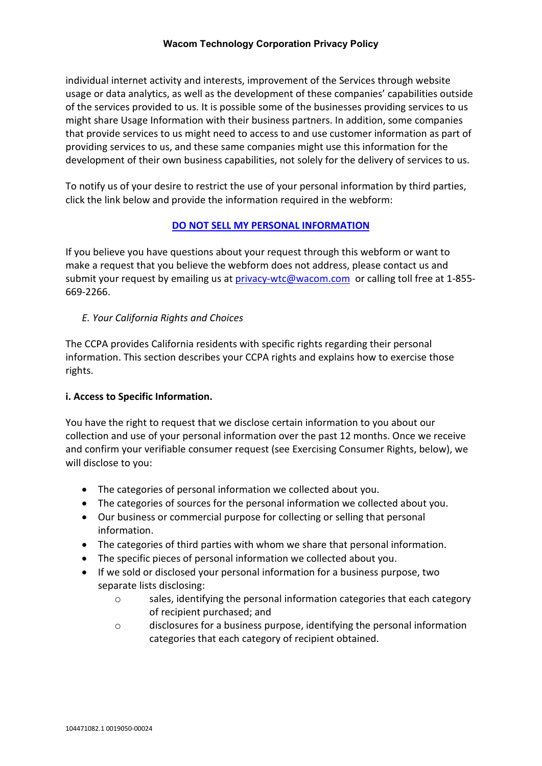individual internet activity and interests, improvement of the Services through website usage or data analytics, as well as the development of these companies' capabilities outside of the services provided to us. It is possible some of the businesses providing services to us might share Usage Information with their business partners. In addition, some companies that provide services to us might need to access to and use customer information as part of providing services to us, and these same companies might use this information for the development of their own business capabilities, not solely for the delivery of services to us.

To notify us of your desire to restrict the use of your personal information by third parties, click the link below and provide the information required in the webform:

**DO NOT SELL MY PERSONAL INFORMATION**

If you believe you have questions about your request through this webform or want to make a request that you believe the webform does not address, please contact us and submit your request by emailing us at privacy-wtc@wacom.com or calling toll free at 1-855-669-2266.

*E. Your California Rights and Choices*

The CCPA provides California residents with specific rights regarding their personal information. This section describes your CCPA rights and explains how to exercise those rights.

**i. Access to Specific Information.**

You have the right to request that we disclose certain information to you about our collection and use of your personal information over the past 12 months. Once we receive and confirm your verifiable consumer request (see Exercising Consumer Rights, below), we will disclose to you:

- The categories of personal information we collected about you.
- The categories of sources for the personal information we collected about you.
- Our business or commercial purpose for collecting or selling that personal information.
- The categories of third parties with whom we share that personal information.
- The specific pieces of personal information we collected about you.
- If we sold or disclosed your personal information for a business purpose, two separate lists disclosing:
  - sales, identifying the personal information categories that each category of recipient purchased; and
  - disclosures for a business purpose, identifying the personal information categories that each category of recipient obtained.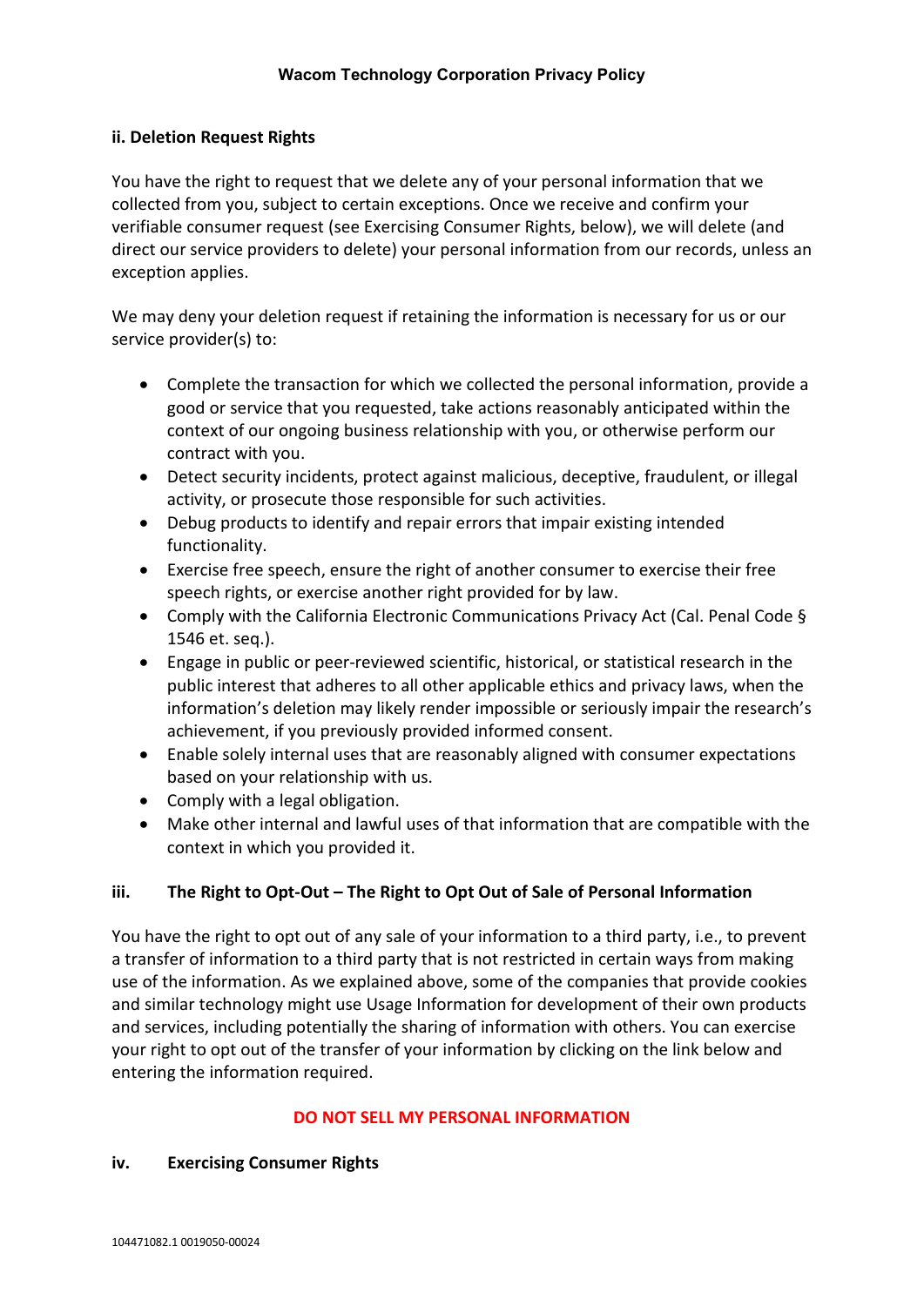**ii. Deletion Request Rights**

You have the right to request that we delete any of your personal information that we collected from you, subject to certain exceptions. Once we receive and confirm your verifiable consumer request (see Exercising Consumer Rights, below), we will delete (and direct our service providers to delete) your personal information from our records, unless an exception applies.

We may deny your deletion request if retaining the information is necessary for us or our service provider(s) to:

- Complete the transaction for which we collected the personal information, provide a good or service that you requested, take actions reasonably anticipated within the context of our ongoing business relationship with you, or otherwise perform our contract with you.
- Detect security incidents, protect against malicious, deceptive, fraudulent, or illegal activity, or prosecute those responsible for such activities.
- Debug products to identify and repair errors that impair existing intended functionality.
- Exercise free speech, ensure the right of another consumer to exercise their free speech rights, or exercise another right provided for by law.
- Comply with the California Electronic Communications Privacy Act (Cal. Penal Code § 1546 et. seq.).
- Engage in public or peer-reviewed scientific, historical, or statistical research in the public interest that adheres to all other applicable ethics and privacy laws, when the information's deletion may likely render impossible or seriously impair the research's achievement, if you previously provided informed consent.
- Enable solely internal uses that are reasonably aligned with consumer expectations based on your relationship with us.
- Comply with a legal obligation.
- Make other internal and lawful uses of that information that are compatible with the context in which you provided it.

**iii. The Right to Opt-Out – The Right to Opt Out of Sale of Personal Information**

You have the right to opt out of any sale of your information to a third party, i.e., to prevent a transfer of information to a third party that is not restricted in certain ways from making use of the information. As we explained above, some of the companies that provide cookies and similar technology might use Usage Information for development of their own products and services, including potentially the sharing of information with others. You can exercise your right to opt out of the transfer of your information by clicking on the link below and entering the information required.

**DO NOT SELL MY PERSONAL INFORMATION**

**iv. Exercising Consumer Rights**

104471082.1 0019050-00024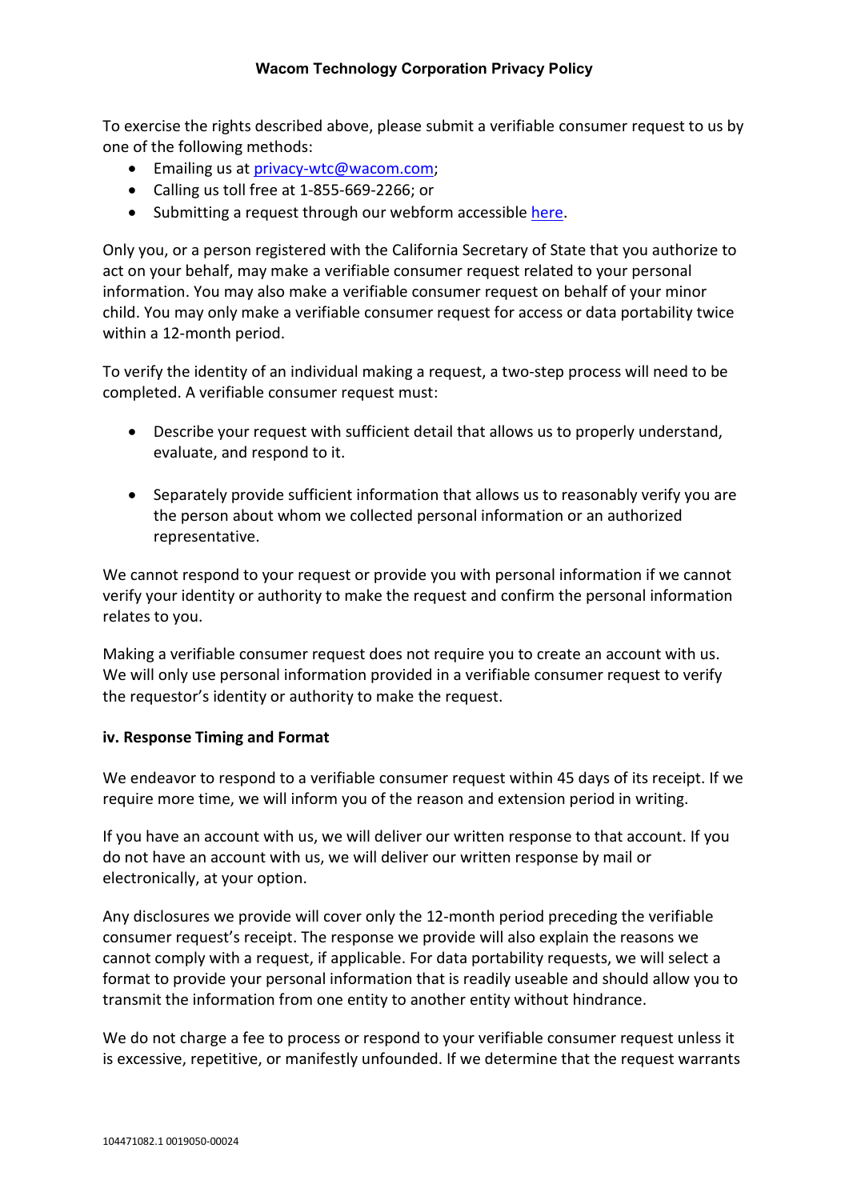To exercise the rights described above, please submit a verifiable consumer request to us by one of the following methods:

- Emailing us at privacy-wtc@wacom.com;
- Calling us toll free at 1-855-669-2266; or
- Submitting a request through our webform accessible here.

Only you, or a person registered with the California Secretary of State that you authorize to act on your behalf, may make a verifiable consumer request related to your personal information. You may also make a verifiable consumer request on behalf of your minor child. You may only make a verifiable consumer request for access or data portability twice within a 12-month period.

To verify the identity of an individual making a request, a two-step process will need to be completed. A verifiable consumer request must:

- Describe your request with sufficient detail that allows us to properly understand, evaluate, and respond to it.
- Separately provide sufficient information that allows us to reasonably verify you are the person about whom we collected personal information or an authorized representative.

We cannot respond to your request or provide you with personal information if we cannot verify your identity or authority to make the request and confirm the personal information relates to you.

Making a verifiable consumer request does not require you to create an account with us. We will only use personal information provided in a verifiable consumer request to verify the requestor's identity or authority to make the request.

**iv. Response Timing and Format**

We endeavor to respond to a verifiable consumer request within 45 days of its receipt. If we require more time, we will inform you of the reason and extension period in writing.

If you have an account with us, we will deliver our written response to that account. If you do not have an account with us, we will deliver our written response by mail or electronically, at your option.

Any disclosures we provide will cover only the 12-month period preceding the verifiable consumer request's receipt. The response we provide will also explain the reasons we cannot comply with a request, if applicable. For data portability requests, we will select a format to provide your personal information that is readily useable and should allow you to transmit the information from one entity to another entity without hindrance.

We do not charge a fee to process or respond to your verifiable consumer request unless it is excessive, repetitive, or manifestly unfounded. If we determine that the request warrants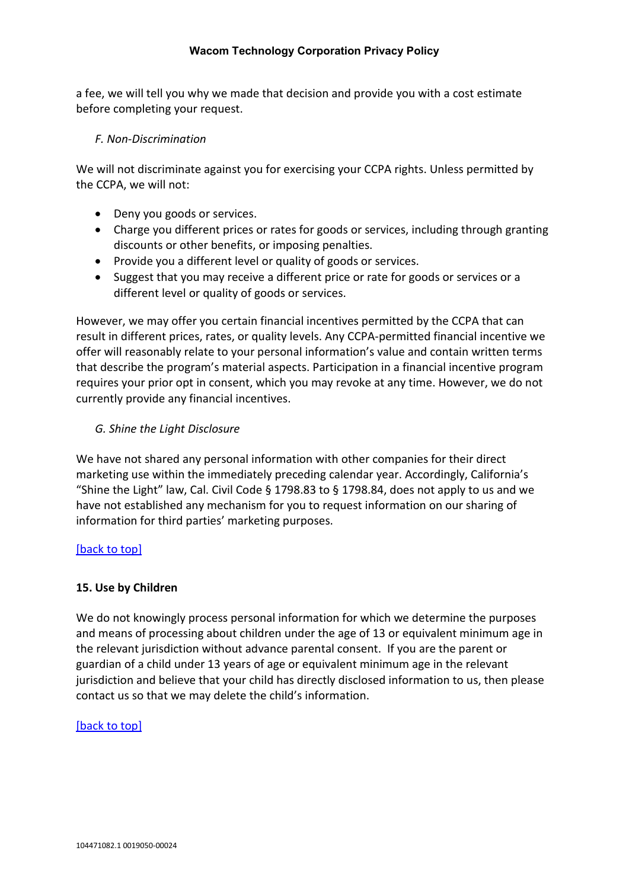a fee, we will tell you why we made that decision and provide you with a cost estimate before completing your request.

*F. Non-Discrimination*

We will not discriminate against you for exercising your CCPA rights. Unless permitted by the CCPA, we will not:

- Deny you goods or services.
- Charge you different prices or rates for goods or services, including through granting discounts or other benefits, or imposing penalties.
- Provide you a different level or quality of goods or services.
- Suggest that you may receive a different price or rate for goods or services or a different level or quality of goods or services.

However, we may offer you certain financial incentives permitted by the CCPA that can result in different prices, rates, or quality levels. Any CCPA-permitted financial incentive we offer will reasonably relate to your personal information's value and contain written terms that describe the program's material aspects. Participation in a financial incentive program requires your prior opt in consent, which you may revoke at any time. However, we do not currently provide any financial incentives.

*G. Shine the Light Disclosure*

We have not shared any personal information with other companies for their direct marketing use within the immediately preceding calendar year. Accordingly, California's "Shine the Light" law, Cal. Civil Code § 1798.83 to § 1798.84, does not apply to us and we have not established any mechanism for you to request information on our sharing of information for third parties' marketing purposes.

[back to top]

## 15. Use by Children

We do not knowingly process personal information for which we determine the purposes and means of processing about children under the age of 13 or equivalent minimum age in the relevant jurisdiction without advance parental consent. If you are the parent or guardian of a child under 13 years of age or equivalent minimum age in the relevant jurisdiction and believe that your child has directly disclosed information to us, then please contact us so that we may delete the child's information.

[back to top]

104471082.1 0019050-00024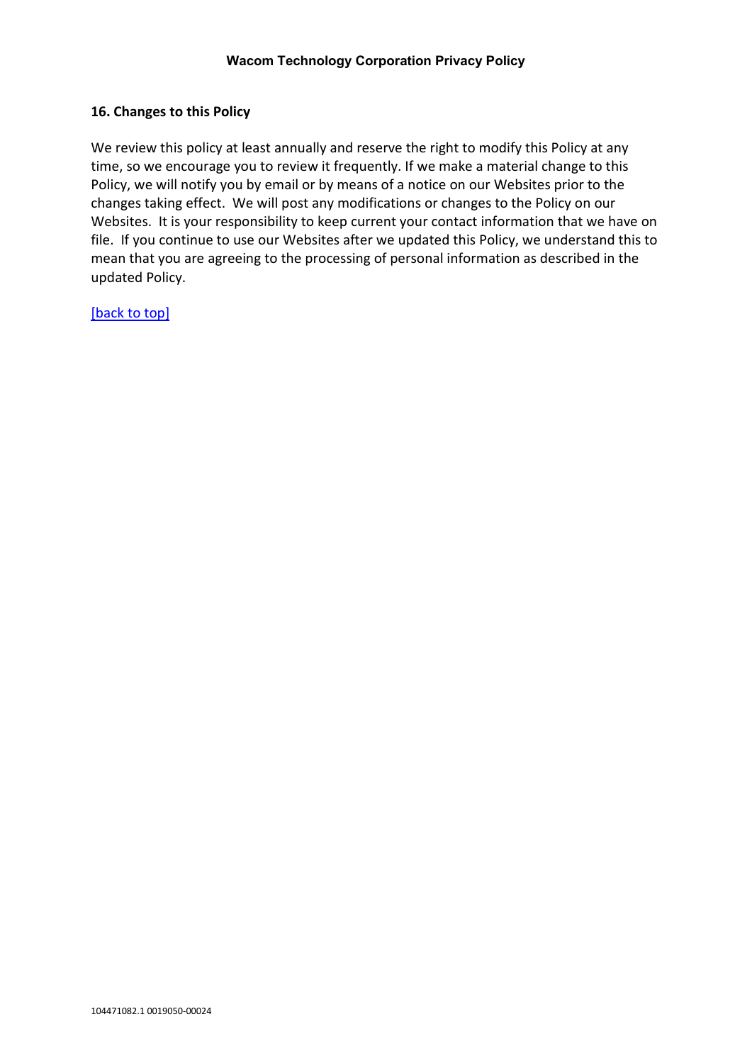## 16. Changes to this Policy

We review this policy at least annually and reserve the right to modify this Policy at any time, so we encourage you to review it frequently. If we make a material change to this Policy, we will notify you by email or by means of a notice on our Websites prior to the changes taking effect. We will post any modifications or changes to the Policy on our Websites. It is your responsibility to keep current your contact information that we have on file. If you continue to use our Websites after we updated this Policy, we understand this to mean that you are agreeing to the processing of personal information as described in the updated Policy.

[back to top]